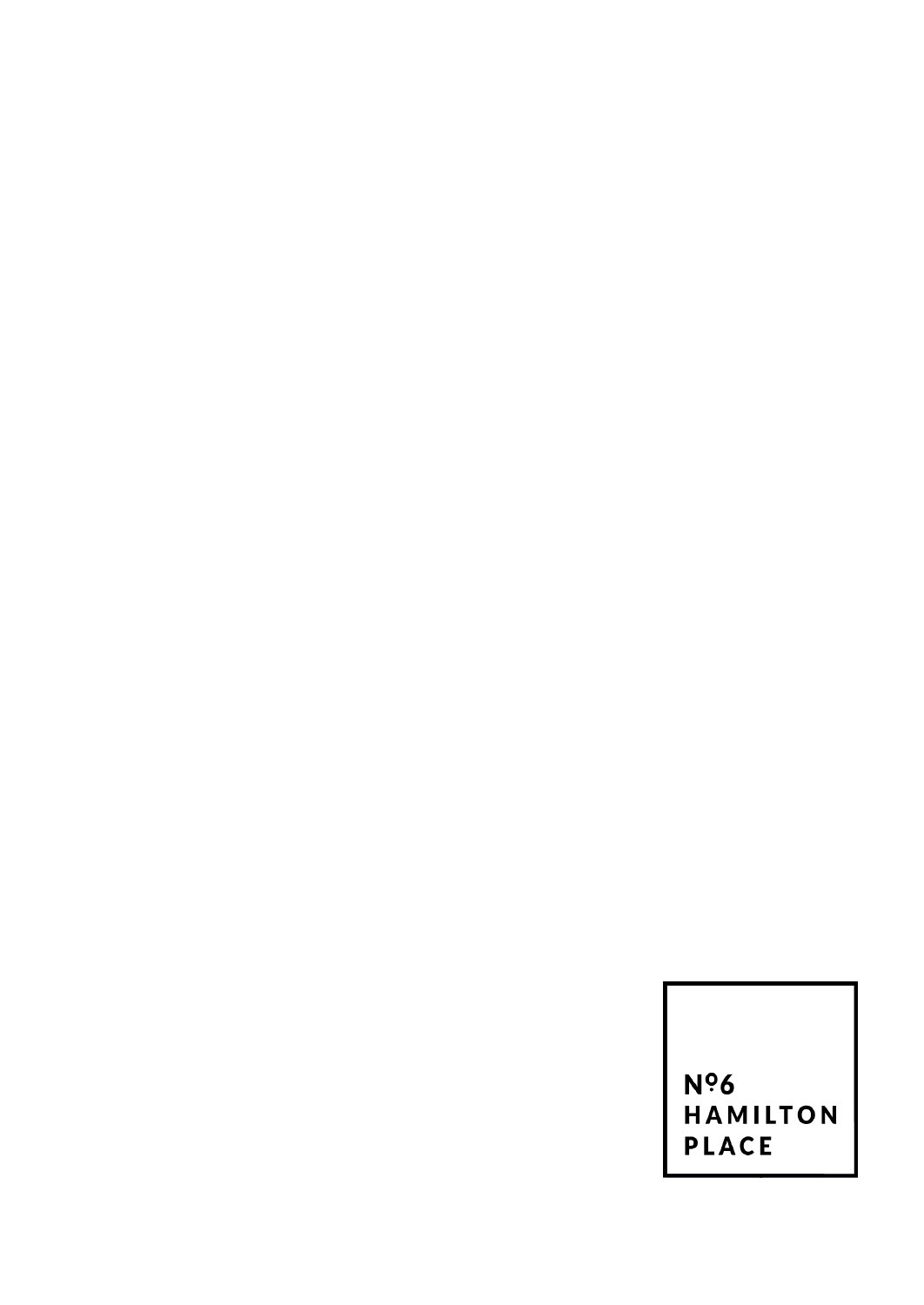Nº6
HAMILTON
PLACE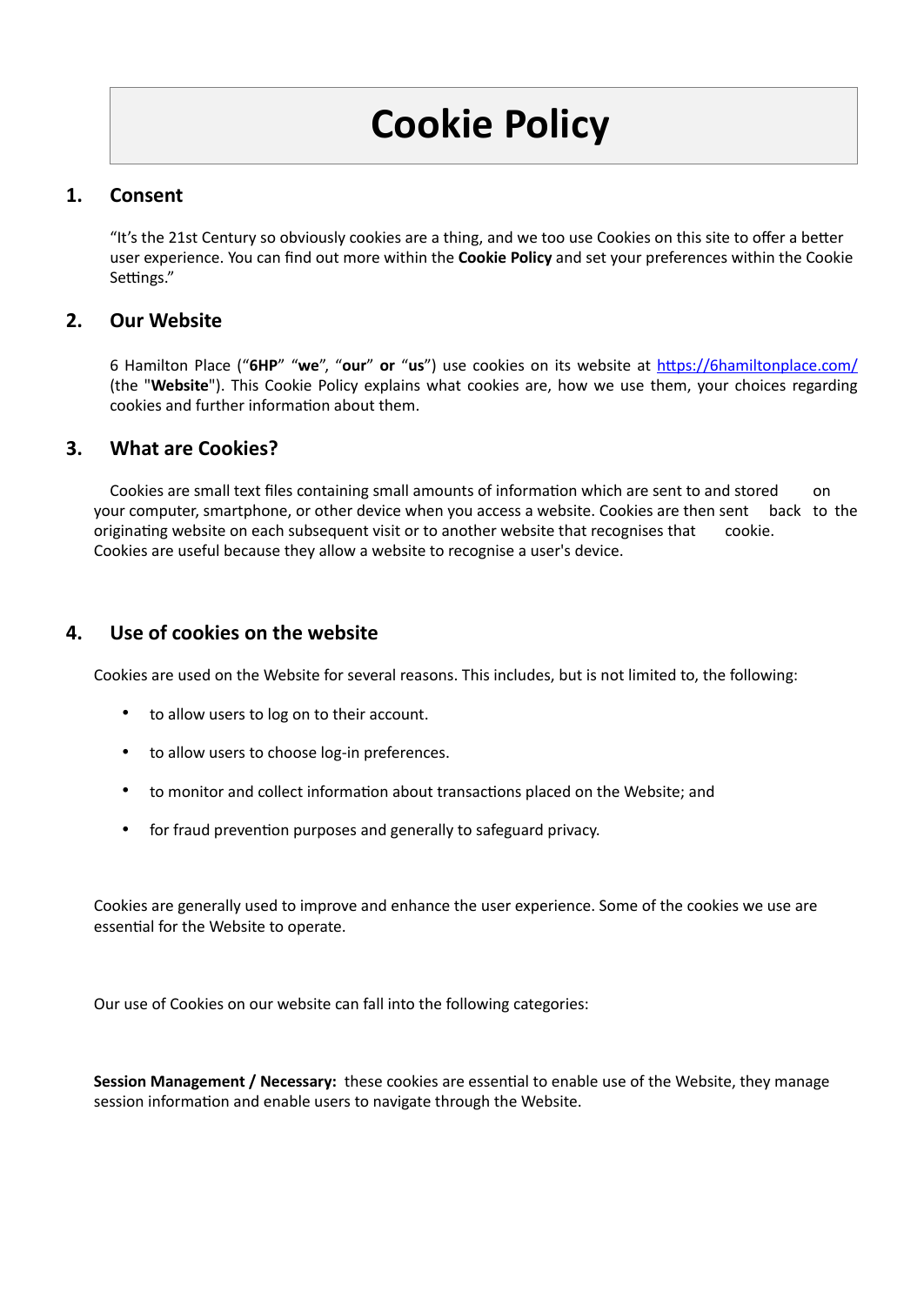# Cookie Policy

## 1. Consent

"It's the 21st Century so obviously cookies are a thing, and we too use Cookies on this site to offer a better user experience. You can find out more within the **Cookie Policy** and set your preferences within the Cookie Settings."

## 2. Our Website

6 Hamilton Place ("**6HP**" "**we**", "**our**" **or** "**us**") use cookies on its website at [https://6hamiltonplace.com/](https://6hamiltonplace.com/) (the "**Website**"). This Cookie Policy explains what cookies are, how we use them, your choices regarding cookies and further information about them.

## 3. What are Cookies?

Cookies are small text files containing small amounts of information which are sent to and stored on your computer, smartphone, or other device when you access a website. Cookies are then sent back to the originating website on each subsequent visit or to another website that recognises that cookie. Cookies are useful because they allow a website to recognise a user's device.

## 4. Use of cookies on the website

Cookies are used on the Website for several reasons. This includes, but is not limited to, the following:

- to allow users to log on to their account.
- to allow users to choose log-in preferences.
- to monitor and collect information about transactions placed on the Website; and
- for fraud prevention purposes and generally to safeguard privacy.

Cookies are generally used to improve and enhance the user experience. Some of the cookies we use are essential for the Website to operate.

Our use of Cookies on our website can fall into the following categories:

**Session Management / Necessary:** these cookies are essential to enable use of the Website, they manage session information and enable users to navigate through the Website.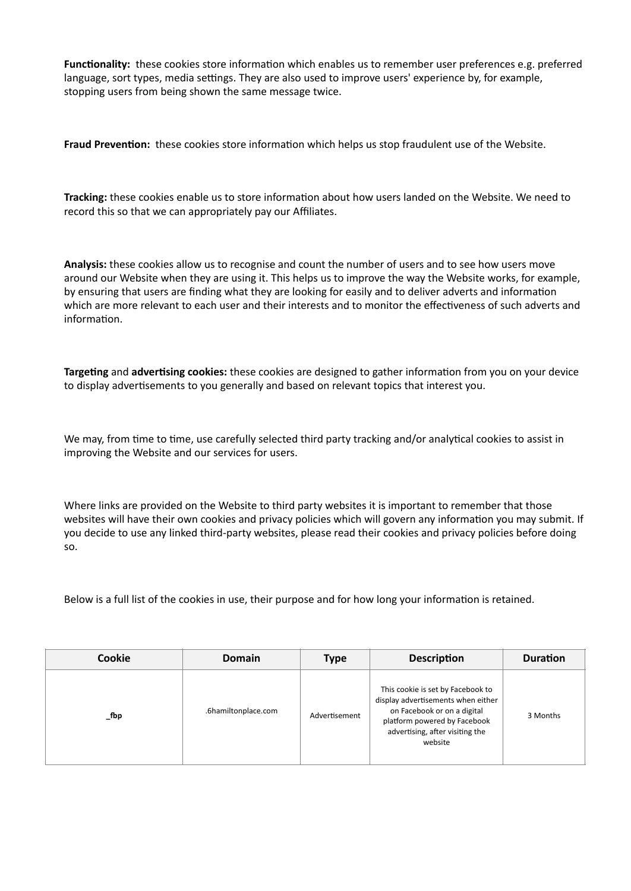**Functionality:** these cookies store information which enables us to remember user preferences e.g. preferred language, sort types, media settings. They are also used to improve users' experience by, for example, stopping users from being shown the same message twice.

**Fraud Prevention:** these cookies store information which helps us stop fraudulent use of the Website.

**Tracking:** these cookies enable us to store information about how users landed on the Website. We need to record this so that we can appropriately pay our Affiliates.

**Analysis:** these cookies allow us to recognise and count the number of users and to see how users move around our Website when they are using it. This helps us to improve the way the Website works, for example, by ensuring that users are finding what they are looking for easily and to deliver adverts and information which are more relevant to each user and their interests and to monitor the effectiveness of such adverts and information.

**Targeting** and **advertising cookies:** these cookies are designed to gather information from you on your device to display advertisements to you generally and based on relevant topics that interest you.

We may, from time to time, use carefully selected third party tracking and/or analytical cookies to assist in improving the Website and our services for users.

Where links are provided on the Website to third party websites it is important to remember that those websites will have their own cookies and privacy policies which will govern any information you may submit. If you decide to use any linked third-party websites, please read their cookies and privacy policies before doing so.

Below is a full list of the cookies in use, their purpose and for how long your information is retained.

| Cookie | Domain | Type | Description | Duration |
|---|---|---|---|---|
| **_fbp** | .6hamiltonplace.com | Advertisement | This cookie is set by Facebook to display advertisements when either on Facebook or on a digital platform powered by Facebook advertising, after visiting the website | 3 Months |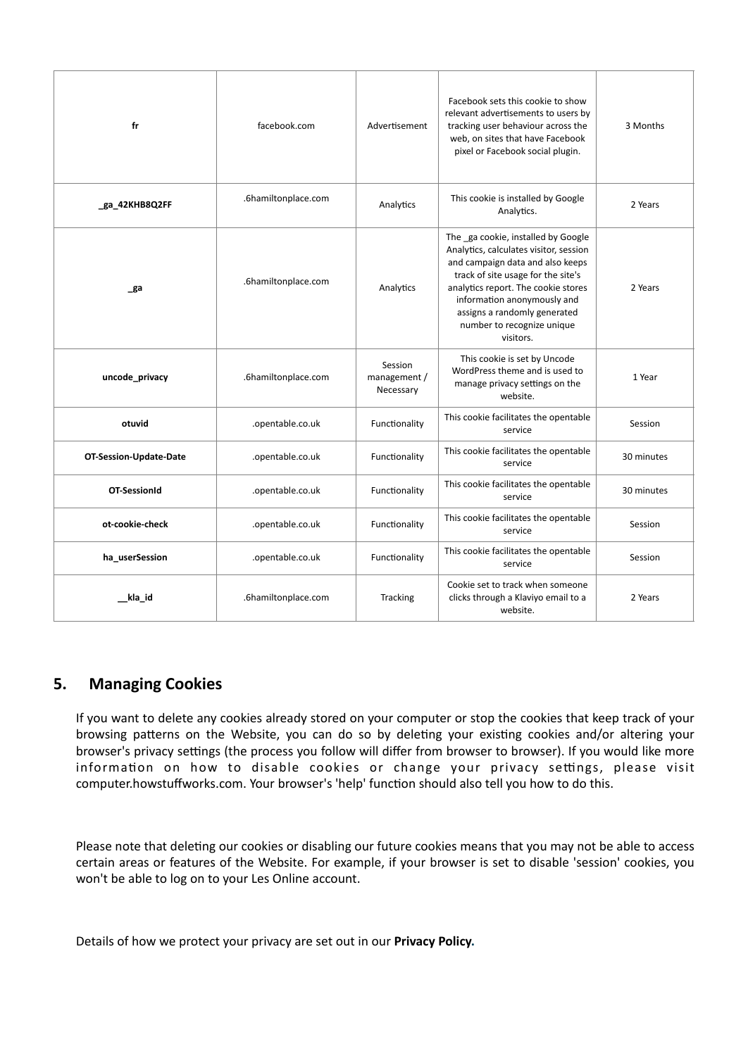| fr | facebook.com | Advertisement | Facebook sets this cookie to show relevant advertisements to users by tracking user behaviour across the web, on sites that have Facebook pixel or Facebook social plugin. | 3 Months |
|---|---|---|---|---|
| **_ga_42KHB8Q2FF** | .6hamiltonplace.com | Analytics | This cookie is installed by Google Analytics. | 2 Years |
| **_ga** | .6hamiltonplace.com | Analytics | The _ga cookie, installed by Google Analytics, calculates visitor, session and campaign data and also keeps track of site usage for the site's analytics report. The cookie stores information anonymously and assigns a randomly generated number to recognize unique visitors. | 2 Years |
| **uncode_privacy** | .6hamiltonplace.com | Session management / Necessary | This cookie is set by Uncode WordPress theme and is used to manage privacy settings on the website. | 1 Year |
| **otuvid** | .opentable.co.uk | Functionality | This cookie facilitates the opentable service | Session |
| **OT-Session-Update-Date** | .opentable.co.uk | Functionality | This cookie facilitates the opentable service | 30 minutes |
| **OT-SessionId** | .opentable.co.uk | Functionality | This cookie facilitates the opentable service | 30 minutes |
| **ot-cookie-check** | .opentable.co.uk | Functionality | This cookie facilitates the opentable service | Session |
| **ha_userSession** | .opentable.co.uk | Functionality | This cookie facilitates the opentable service | Session |
| **__kla_id** | .6hamiltonplace.com | Tracking | Cookie set to track when someone clicks through a Klaviyo email to a website. | 2 Years |

## 5. Managing Cookies

If you want to delete any cookies already stored on your computer or stop the cookies that keep track of your browsing patterns on the Website, you can do so by deleting your existing cookies and/or altering your browser's privacy settings (the process you follow will differ from browser to browser). If you would like more information on how to disable cookies or change your privacy settings, please visit computer.howstuffworks.com. Your browser's 'help' function should also tell you how to do this.

Please note that deleting our cookies or disabling our future cookies means that you may not be able to access certain areas or features of the Website. For example, if your browser is set to disable 'session' cookies, you won't be able to log on to your Les Online account.

Details of how we protect your privacy are set out in our **Privacy Policy.**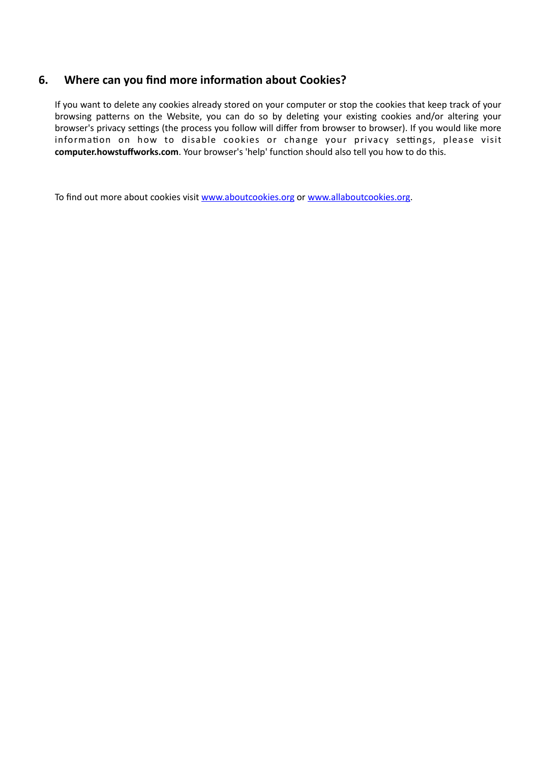## 6. Where can you find more information about Cookies?

If you want to delete any cookies already stored on your computer or stop the cookies that keep track of your browsing patterns on the Website, you can do so by deleting your existing cookies and/or altering your browser's privacy settings (the process you follow will differ from browser to browser). If you would like more information on how to disable cookies or change your privacy settings, please visit **computer.howstuffworks.com**. Your browser's 'help' function should also tell you how to do this.

To find out more about cookies visit [www.aboutcookies.org](http://www.aboutcookies.org) or [www.allaboutcookies.org](http://www.allaboutcookies.org).